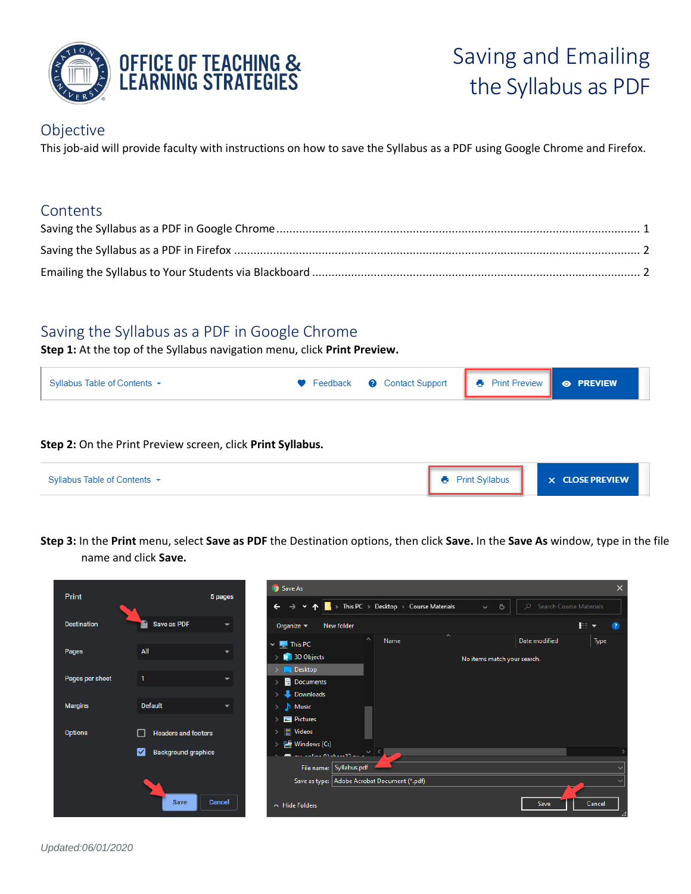OFFICE OF TEACHING & LEARNING STRATEGIES

# Saving and Emailing the Syllabus as PDF

## Objective

This job-aid will provide faculty with instructions on how to save the Syllabus as a PDF using Google Chrome and Firefox.

## Contents

Saving the Syllabus as a PDF in Google Chrome ........................................ 1

Saving the Syllabus as a PDF in Firefox ........................................ 2

Emailing the Syllabus to Your Students via Blackboard ........................................ 2

## Saving the Syllabus as a PDF in Google Chrome

**Step 1:** At the top of the Syllabus navigation menu, click **Print Preview.**

**Step 2:** On the Print Preview screen, click **Print Syllabus.**

**Step 3:** In the **Print** menu, select **Save as PDF** the Destination options, then click **Save.** In the **Save As** window, type in the file name and click **Save.**

Updated:06/01/2020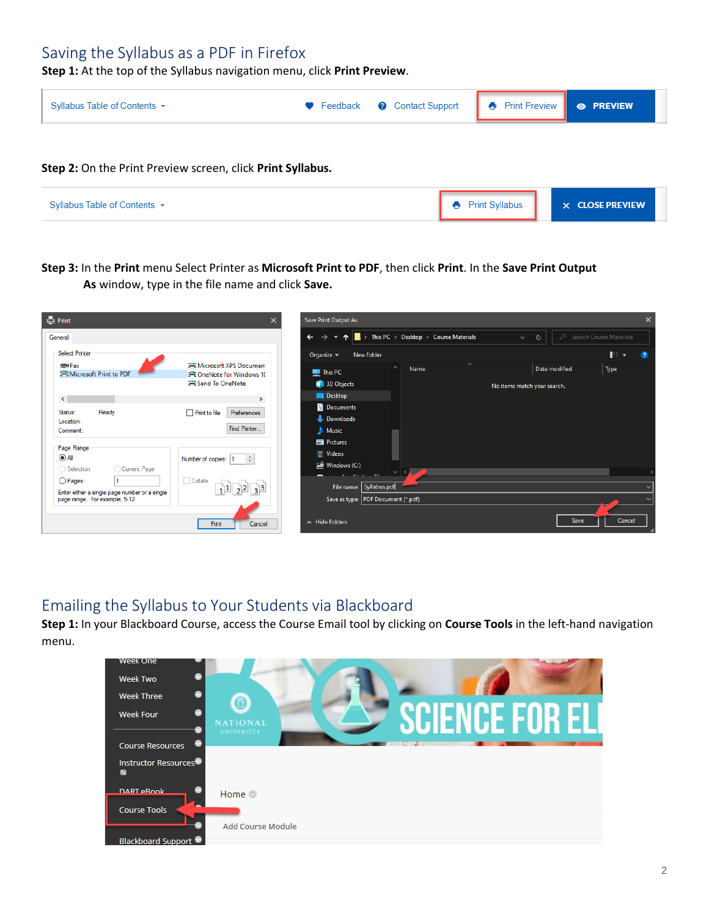## Saving the Syllabus as a PDF in Firefox

**Step 1:** At the top of the Syllabus navigation menu, click **Print Preview**.

**Step 2:** On the Print Preview screen, click **Print Syllabus.**

**Step 3:** In the **Print** menu Select Printer as **Microsoft Print to PDF**, then click **Print**. In the **Save Print Output As** window, type in the file name and click **Save.**

## Emailing the Syllabus to Your Students via Blackboard

**Step 1:** In your Blackboard Course, access the Course Email tool by clicking on **Course Tools** in the left-hand navigation menu.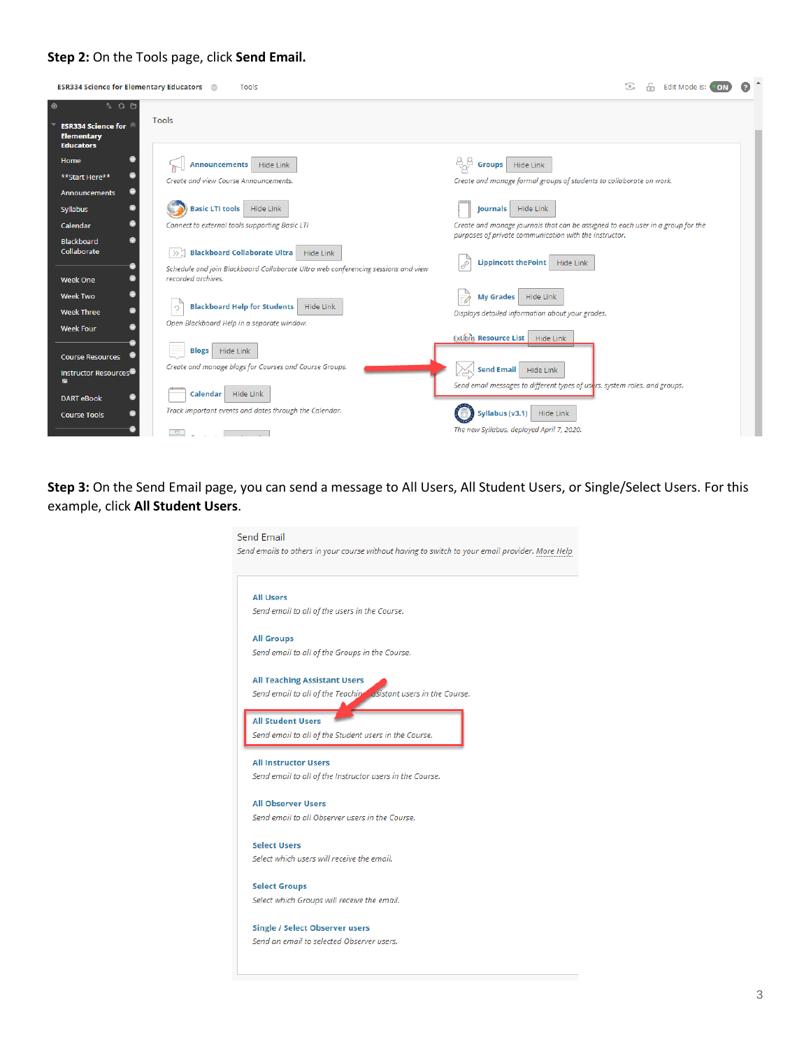**Step 2:** On the Tools page, click **Send Email.**

ESR334 Science for Elementary Educators — Tools — Edit Mode is: ON

- ESR334 Science for Elementary Educators
- Home
- **Start Here**
- Announcements
- Syllabus
- Calendar
- Blackboard Collaborate
- Week One
- Week Two
- Week Three
- Week Four
- Course Resources
- Instructor Resources
- DART eBook
- Course Tools

Tools

- **Announcements** [Hide Link] — Create and view Course Announcements.
- **Basic LTI tools** [Hide Link] — Connect to external tools supporting Basic LTI
- **Blackboard Collaborate Ultra** [Hide Link] — Schedule and join Blackboard Collaborate Ultra web conferencing sessions and view recorded archives.
- **Blackboard Help for Students** [Hide Link] — Open Blackboard Help in a separate window.
- **Blogs** [Hide Link] — Create and manage blogs for Courses and Course Groups.
- **Calendar** [Hide Link] — Track important events and dates through the Calendar.
- **Groups** [Hide Link] — Create and manage formal groups of students to collaborate on work.
- **Journals** [Hide Link] — Create and manage journals that can be assigned to each user in a group for the purposes of private communication with the instructor.
- **Lippincott thePoint** [Hide Link]
- **My Grades** [Hide Link] — Displays detailed information about your grades.
- **Resource List** [Hide Link]
- **Send Email** [Hide Link] — Send email messages to different types of users, system roles, and groups.
- **Syllabus (v3.1)** [Hide Link] — The new Syllabus, deployed April 7, 2020.

**Step 3:** On the Send Email page, you can send a message to All Users, All Student Users, or Single/Select Users. For this example, click **All Student Users**.

Send Email

*Send emails to others in your course without having to switch to your email provider. More Help*

- **All Users** — *Send email to all of the users in the Course.*
- **All Groups** — *Send email to all of the Groups in the Course.*
- **All Teaching Assistant Users** — *Send email to all of the Teaching Assistant users in the Course.*
- **All Student Users** — *Send email to all of the Student users in the Course.*
- **All Instructor Users** — *Send email to all of the Instructor users in the Course.*
- **All Observer Users** — *Send email to all Observer users in the Course.*
- **Select Users** — *Select which users will receive the email.*
- **Select Groups** — *Select which Groups will receive the email.*
- **Single / Select Observer users** — *Send an email to selected Observer users.*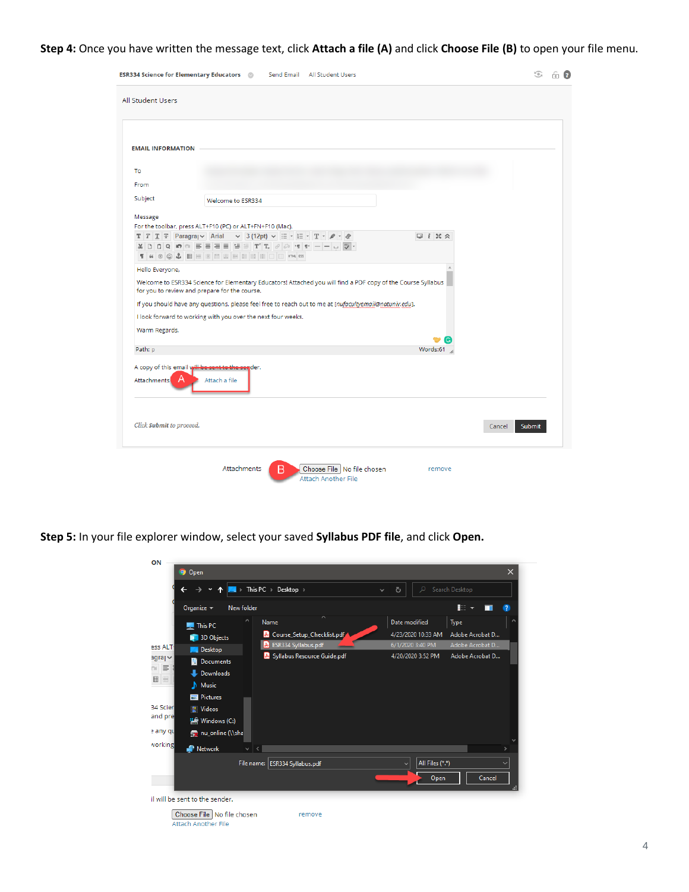**Step 4:** Once you have written the message text, click **Attach a file (A)** and click **Choose File (B)** to open your file menu.

**Step 5:** In your file explorer window, select your saved **Syllabus PDF file**, and click **Open.**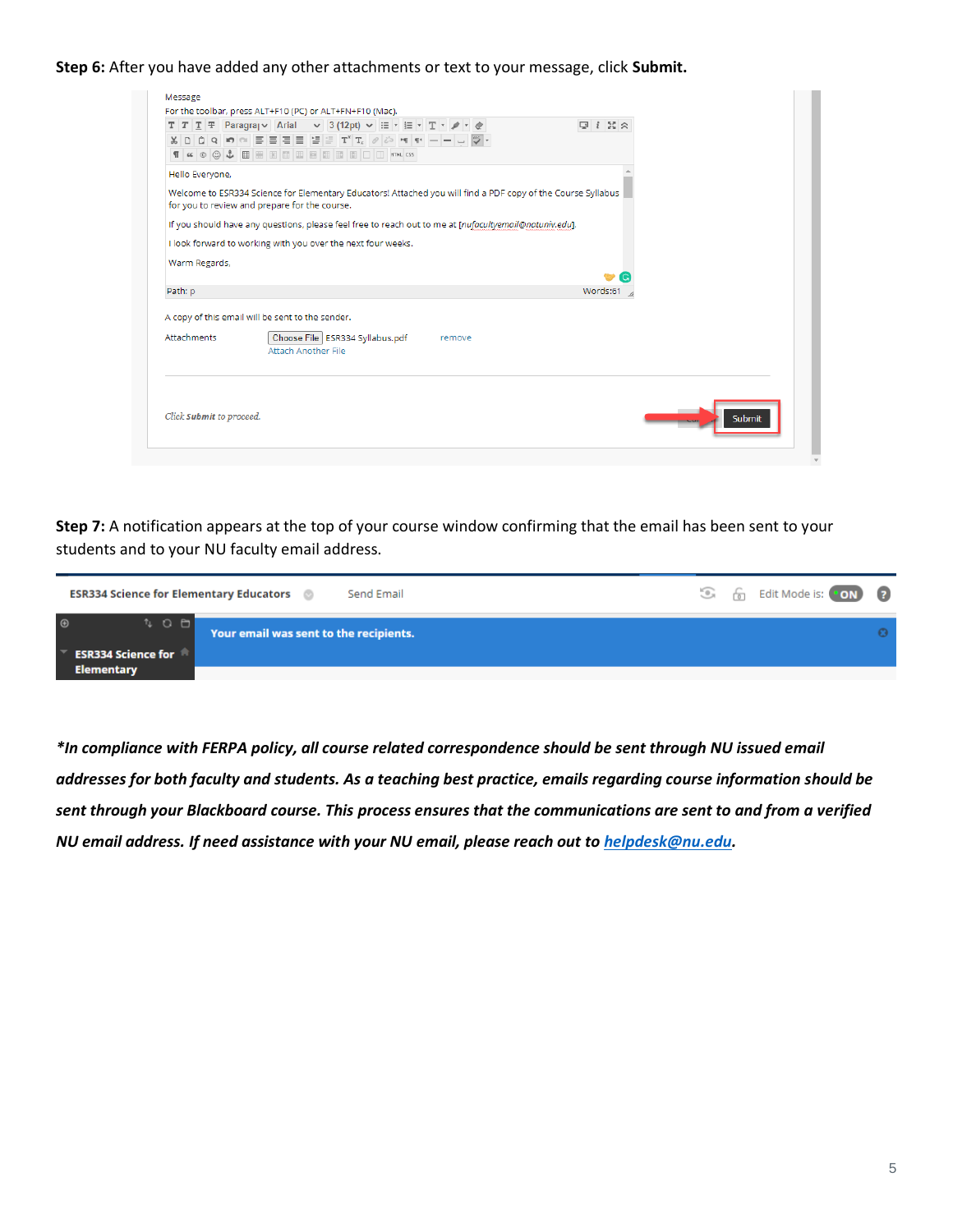**Step 6:** After you have added any other attachments or text to your message, click **Submit.**

**Step 7:** A notification appears at the top of your course window confirming that the email has been sent to your students and to your NU faculty email address.

***In compliance with FERPA policy, all course related correspondence should be sent through NU issued email addresses for both faculty and students. As a teaching best practice, emails regarding course information should be sent through your Blackboard course. This process ensures that the communications are sent to and from a verified NU email address. If need assistance with your NU email, please reach out to helpdesk@nu.edu.***